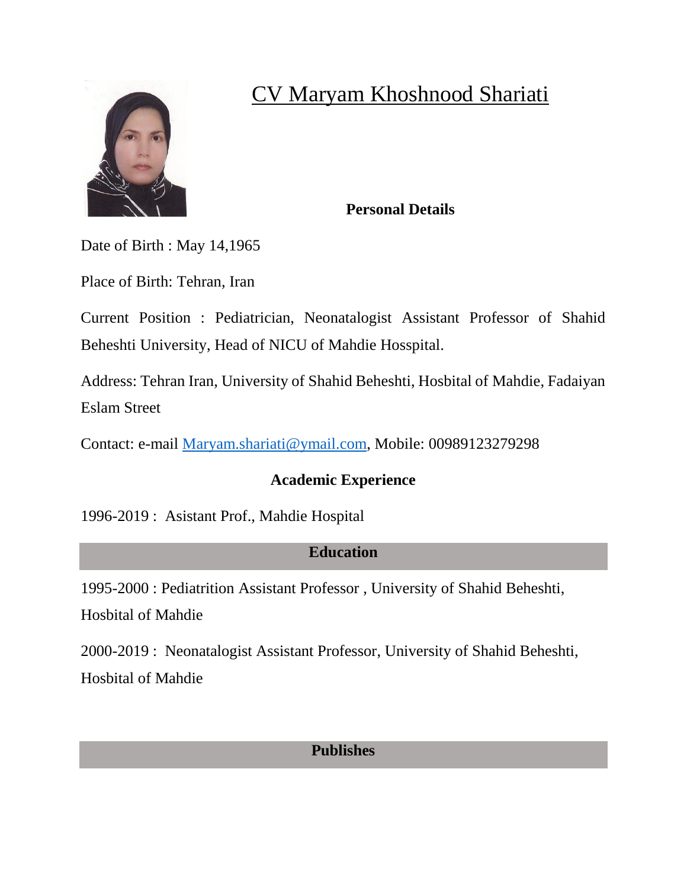# CV Maryam Khoshnood Shariati

## Personal Details

Date of Birth : May 14,1965

Place of Birth: Tehran, Iran

Current Position : Pediatrician, Neonatalogist Assistant Professor of Shahid Beheshti University, Head of NICU of Mahdie Hosspital.

Address: Tehran Iran, University of Shahid Beheshti, Hosbital of Mahdie, Fadaiyan Eslam Street

Contact: e-mail Maryam.shariati@ymail.com, Mobile: 00989123279298

## Academic Experience

1996-2019 : Asistant Prof., Mahdie Hospital

## Education

1995-2000 : Pediatrition Assistant Professor , University of Shahid Beheshti, Hosbital of Mahdie

2000-2019 : Neonatalogist Assistant Professor, University of Shahid Beheshti, Hosbital of Mahdie

## Publishes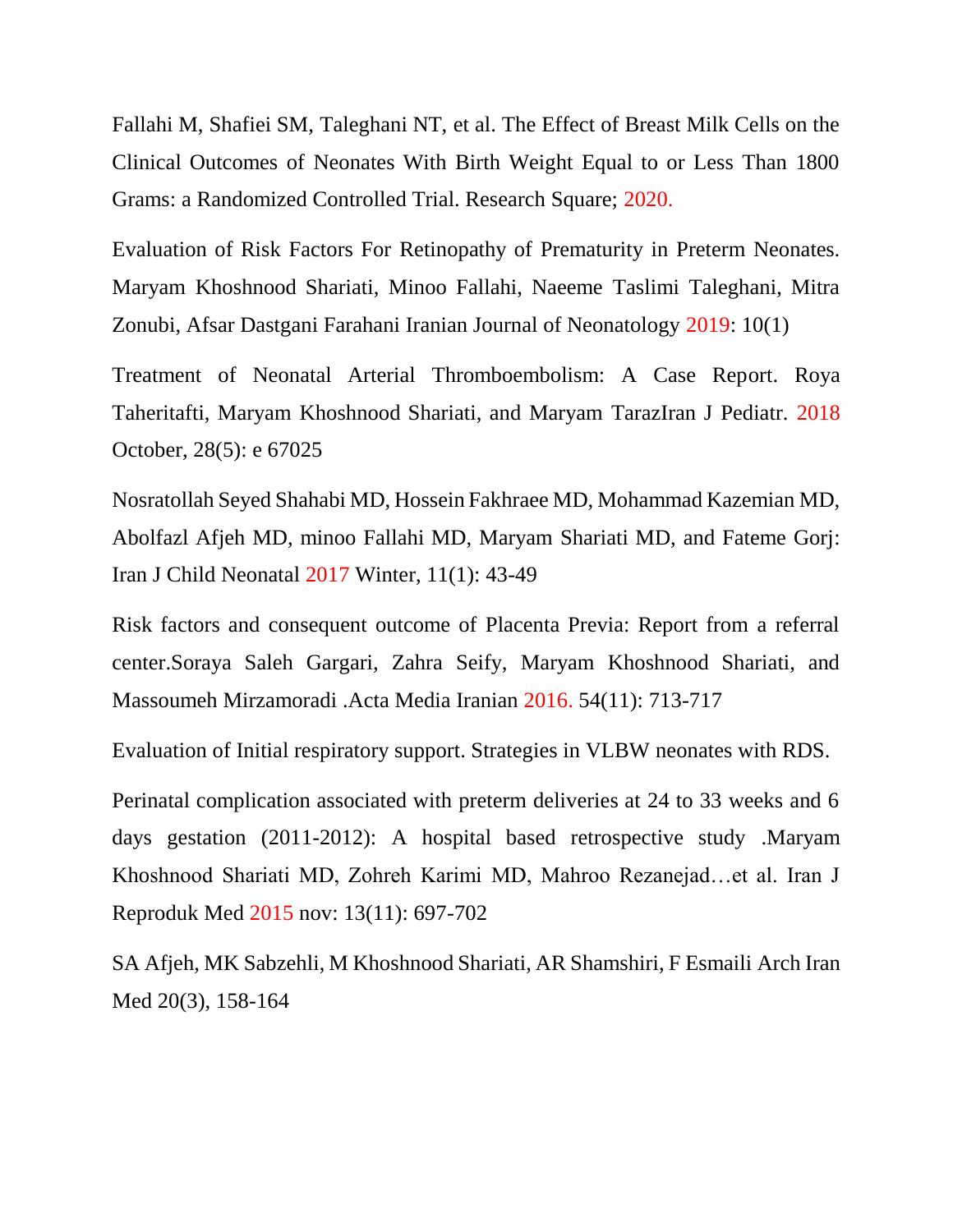Fallahi M, Shafiei SM, Taleghani NT, et al. The Effect of Breast Milk Cells on the Clinical Outcomes of Neonates With Birth Weight Equal to or Less Than 1800 Grams: a Randomized Controlled Trial. Research Square; 2020.

Evaluation of Risk Factors For Retinopathy of Prematurity in Preterm Neonates. Maryam Khoshnood Shariati, Minoo Fallahi, Naeeme Taslimi Taleghani, Mitra Zonubi, Afsar Dastgani Farahani Iranian Journal of Neonatology 2019: 10(1)

Treatment of Neonatal Arterial Thromboembolism: A Case Report. Roya Taheritafti, Maryam Khoshnood Shariati, and Maryam TarazIran J Pediatr. 2018 October, 28(5): e 67025

Nosratollah Seyed Shahabi MD, Hossein Fakhraee MD, Mohammad Kazemian MD, Abolfazl Afjeh MD, minoo Fallahi MD, Maryam Shariati MD, and Fateme Gorj: Iran J Child Neonatal 2017 Winter, 11(1): 43-49

Risk factors and consequent outcome of Placenta Previa: Report from a referral center.Soraya Saleh Gargari, Zahra Seify, Maryam Khoshnood Shariati, and Massoumeh Mirzamoradi .Acta Media Iranian 2016. 54(11): 713-717

Evaluation of Initial respiratory support. Strategies in VLBW neonates with RDS.

Perinatal complication associated with preterm deliveries at 24 to 33 weeks and 6 days gestation (2011-2012): A hospital based retrospective study .Maryam Khoshnood Shariati MD, Zohreh Karimi MD, Mahroo Rezanejad…et al. Iran J Reproduk Med 2015 nov: 13(11): 697-702

SA Afjeh, MK Sabzehli, M Khoshnood Shariati, AR Shamshiri, F Esmaili Arch Iran Med 20(3), 158-164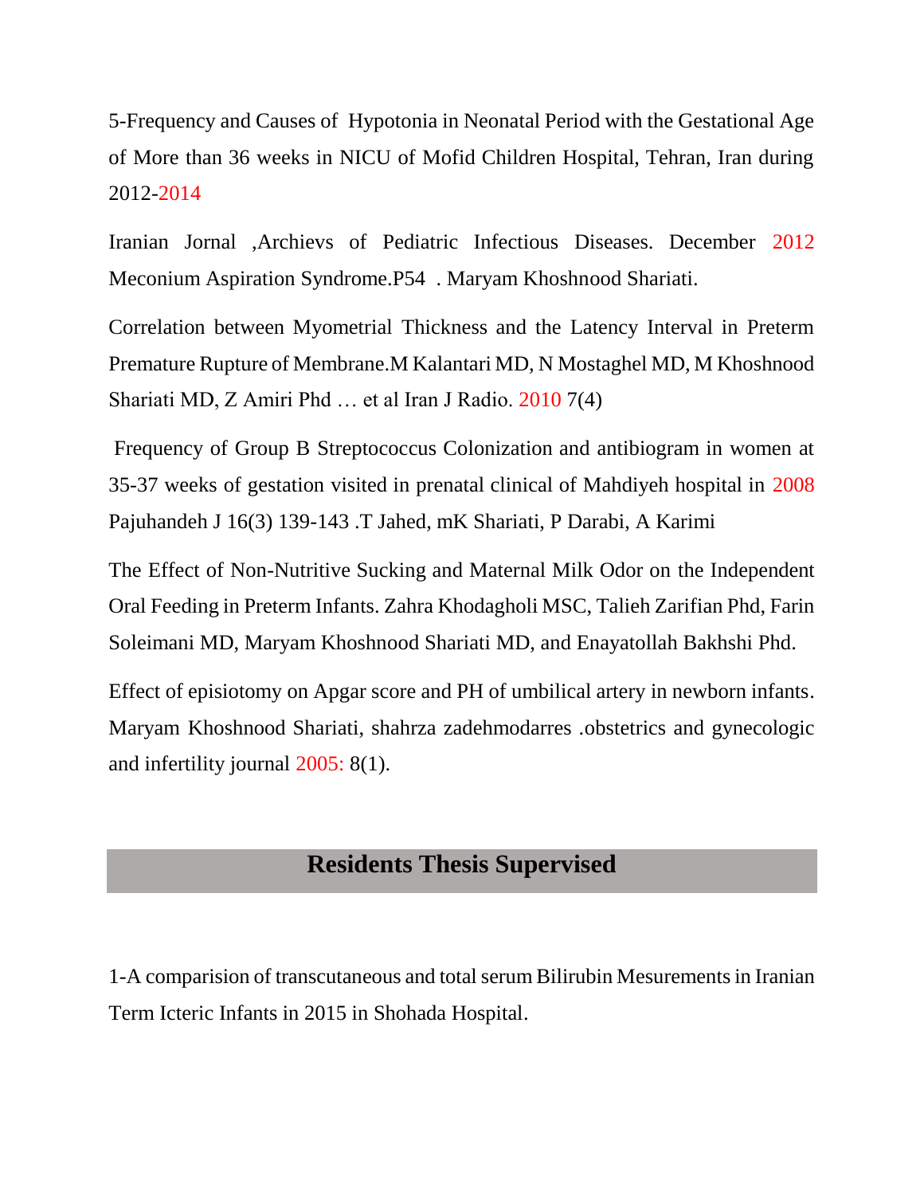5-Frequency and Causes of Hypotonia in Neonatal Period with the Gestational Age of More than 36 weeks in NICU of Mofid Children Hospital, Tehran, Iran during 2012-2014

Iranian Jornal ,Archievs of Pediatric Infectious Diseases. December 2012 Meconium Aspiration Syndrome.P54 . Maryam Khoshnood Shariati.

Correlation between Myometrial Thickness and the Latency Interval in Preterm Premature Rupture of Membrane.M Kalantari MD, N Mostaghel MD, M Khoshnood Shariati MD, Z Amiri Phd … et al Iran J Radio. 2010 7(4)

Frequency of Group B Streptococcus Colonization and antibiogram in women at 35-37 weeks of gestation visited in prenatal clinical of Mahdiyeh hospital in 2008 Pajuhandeh J 16(3) 139-143 .T Jahed, mK Shariati, P Darabi, A Karimi

The Effect of Non-Nutritive Sucking and Maternal Milk Odor on the Independent Oral Feeding in Preterm Infants. Zahra Khodagholi MSC, Talieh Zarifian Phd, Farin Soleimani MD, Maryam Khoshnood Shariati MD, and Enayatollah Bakhshi Phd.

Effect of episiotomy on Apgar score and PH of umbilical artery in newborn infants. Maryam Khoshnood Shariati, shahrza zadehmodarres .obstetrics and gynecologic and infertility journal 2005: 8(1).

## Residents Thesis Supervised

1-A comparision of transcutaneous and total serum Bilirubin Mesurements in Iranian Term Icteric Infants in 2015 in Shohada Hospital.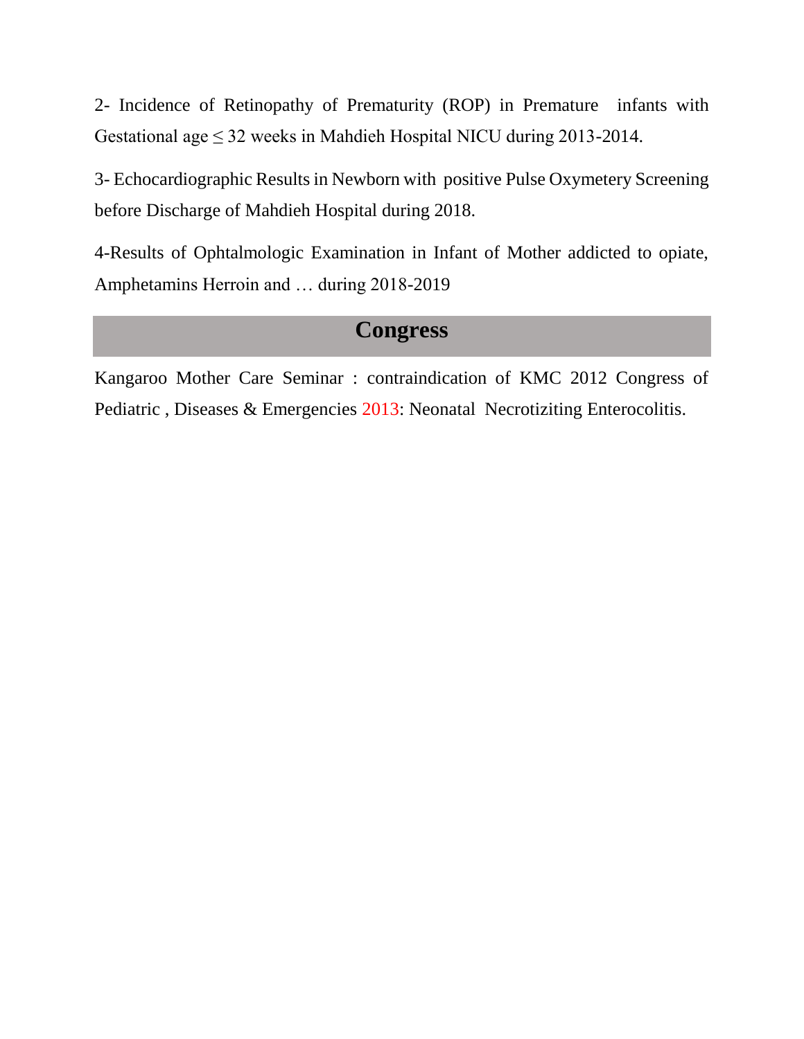2- Incidence of Retinopathy of Prematurity (ROP) in Premature infants with Gestational age ≤ 32 weeks in Mahdieh Hospital NICU during 2013-2014.

3- Echocardiographic Results in Newborn with positive Pulse Oxymetery Screening before Discharge of Mahdieh Hospital during 2018.

4-Results of Ophtalmologic Examination in Infant of Mother addicted to opiate, Amphetamins Herroin and … during 2018-2019

## Congress

Kangaroo Mother Care Seminar : contraindication of KMC 2012 Congress of Pediatric , Diseases & Emergencies 2013: Neonatal Necrotiziting Enterocolitis.